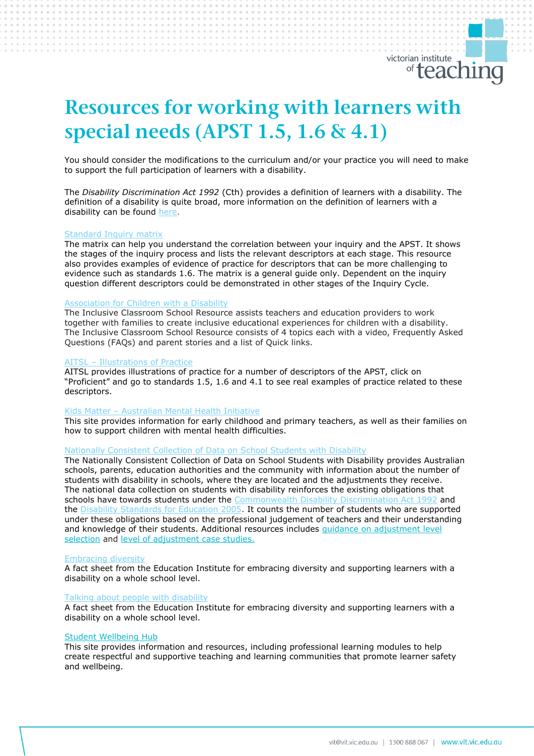# Resources for working with learners with special needs (APST 1.5, 1.6 & 4.1)

You should consider the modifications to the curriculum and/or your practice you will need to make to support the full participation of learners with a disability.

The *Disability Discrimination Act 1992* (Cth) provides a definition of learners with a disability. The definition of a disability is quite broad, more information on the definition of learners with a disability can be found here.

Standard Inquiry matrix
The matrix can help you understand the correlation between your inquiry and the APST. It shows the stages of the inquiry process and lists the relevant descriptors at each stage. This resource also provides examples of evidence of practice for descriptors that can be more challenging to evidence such as standards 1.6. The matrix is a general guide only. Dependent on the inquiry question different descriptors could be demonstrated in other stages of the Inquiry Cycle.

Association for Children with a Disability
The Inclusive Classroom School Resource assists teachers and education providers to work together with families to create inclusive educational experiences for children with a disability. The Inclusive Classroom School Resource consists of 4 topics each with a video, Frequently Asked Questions (FAQs) and parent stories and a list of Quick links.

AITSL – Illustrations of Practice
AITSL provides illustrations of practice for a number of descriptors of the APST, click on "Proficient" and go to standards 1.5, 1.6 and 4.1 to see real examples of practice related to these descriptors.

Kids Matter – Australian Mental Health Initiative
This site provides information for early childhood and primary teachers, as well as their families on how to support children with mental health difficulties.

Nationally Consistent Collection of Data on School Students with Disability
The Nationally Consistent Collection of Data on School Students with Disability provides Australian schools, parents, education authorities and the community with information about the number of students with disability in schools, where they are located and the adjustments they receive. The national data collection on students with disability reinforces the existing obligations that schools have towards students under the Commonwealth Disability Discrimination Act 1992 and the Disability Standards for Education 2005. It counts the number of students who are supported under these obligations based on the professional judgement of teachers and their understanding and knowledge of their students. Additional resources includes guidance on adjustment level selection and level of adjustment case studies.

Embracing diversity
A fact sheet from the Education Institute for embracing diversity and supporting learners with a disability on a whole school level.

Talking about people with disability
A fact sheet from the Education Institute for embracing diversity and supporting learners with a disability on a whole school level.

Student Wellbeing Hub
This site provides information and resources, including professional learning modules to help create respectful and supportive teaching and learning communities that promote learner safety and wellbeing.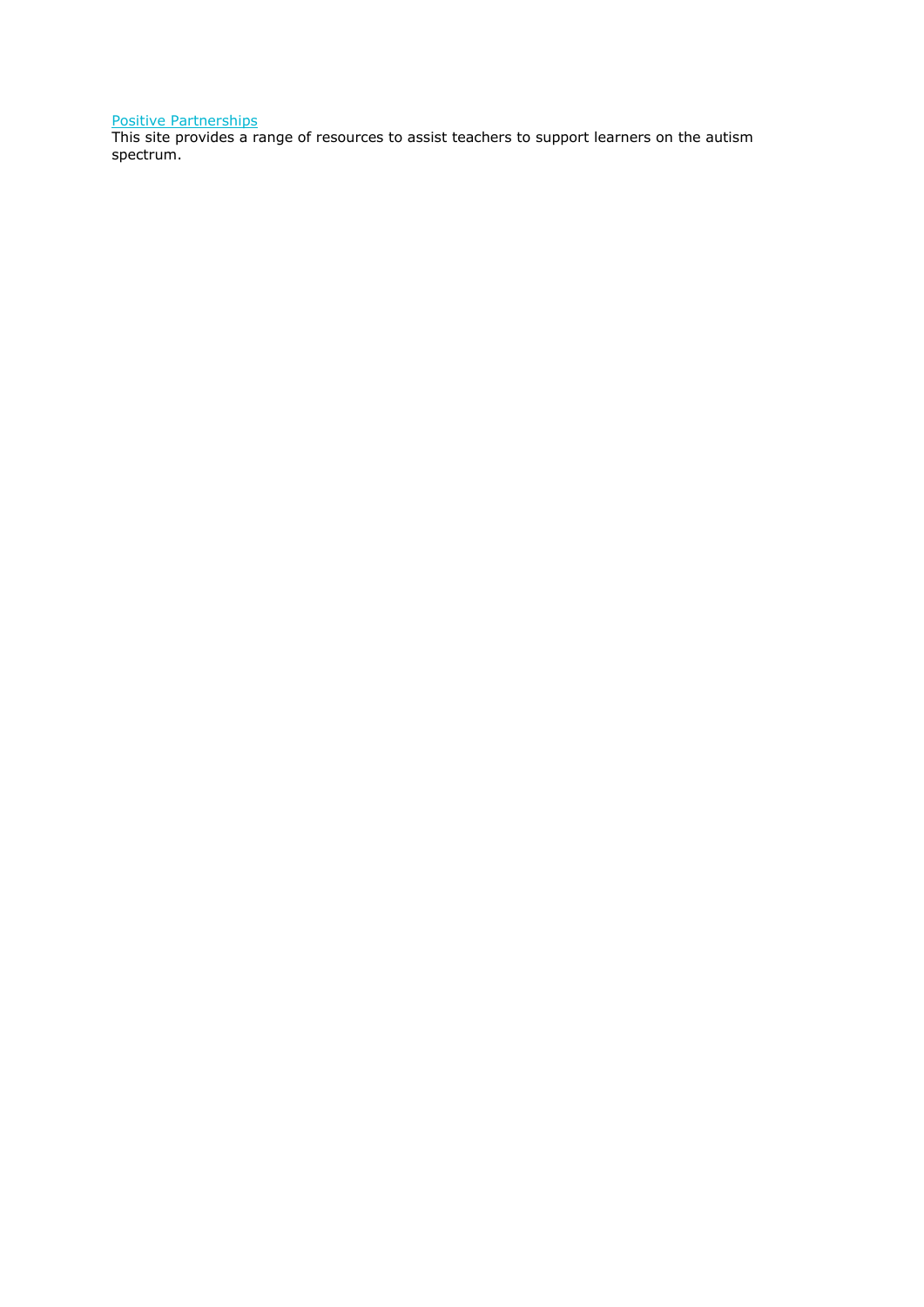Positive Partnerships
This site provides a range of resources to assist teachers to support learners on the autism spectrum.